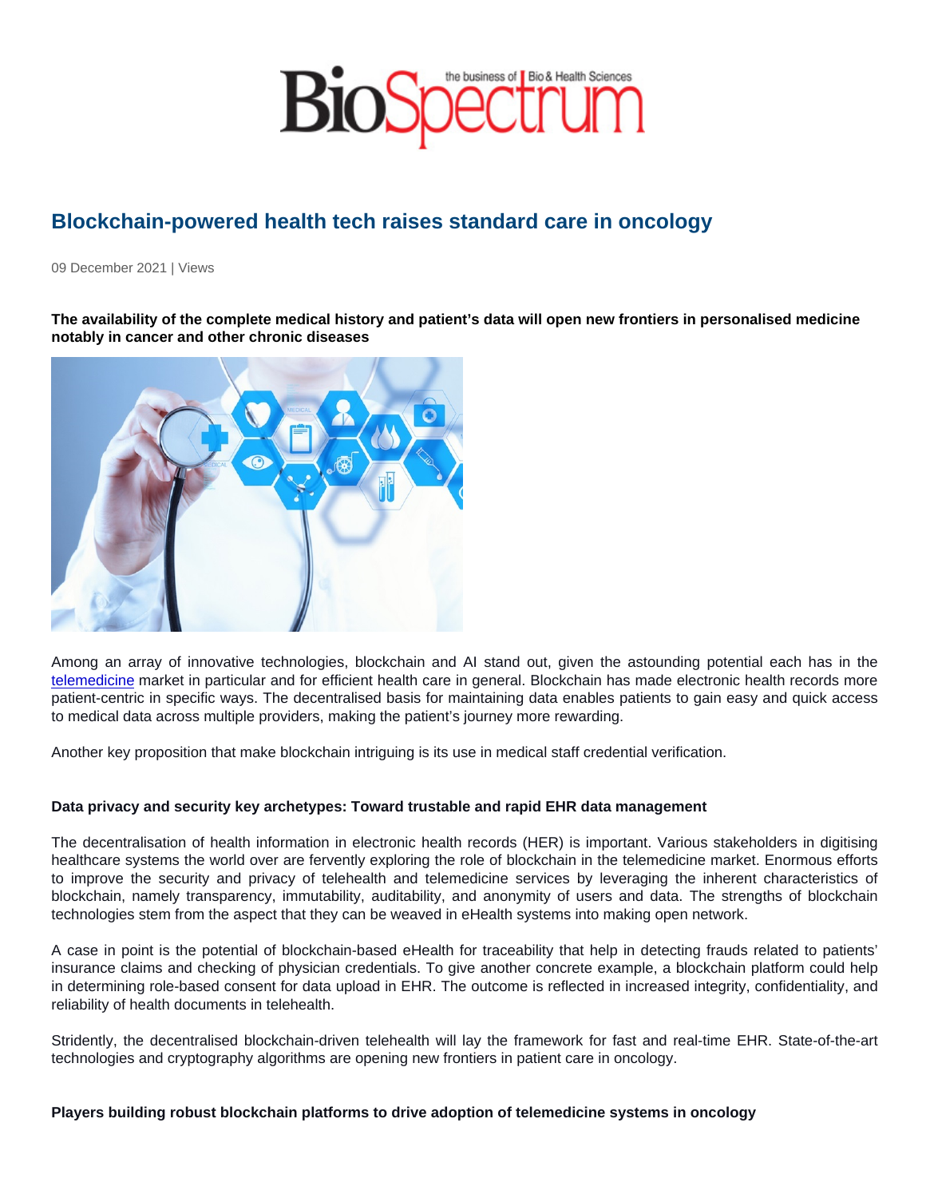# Blockchain-powered health tech raises standard care in oncology

09 December 2021 | Views

**The availability of the complete medical history and patient's data will open new frontiers in personalised medicine notably in cancer and other chronic diseases**

Among an array of innovative technologies, blockchain and AI stand out, given the astounding potential each has in the telemedicine market in particular and for efficient health care in general. Blockchain has made electronic health records more patient-centric in specific ways. The decentralised basis for maintaining data enables patients to gain easy and quick access to medical data across multiple providers, making the patient's journey more rewarding.

Another key proposition that make blockchain intriguing is its use in medical staff credential verification.

**Data privacy and security key archetypes: Toward trustable and rapid EHR data management**

The decentralisation of health information in electronic health records (HER) is important. Various stakeholders in digitising healthcare systems the world over are fervently exploring the role of blockchain in the telemedicine market. Enormous efforts to improve the security and privacy of telehealth and telemedicine services by leveraging the inherent characteristics of blockchain, namely transparency, immutability, auditability, and anonymity of users and data. The strengths of blockchain technologies stem from the aspect that they can be weaved in eHealth systems into making open network.

A case in point is the potential of blockchain-based eHealth for traceability that help in detecting frauds related to patients' insurance claims and checking of physician credentials. To give another concrete example, a blockchain platform could help in determining role-based consent for data upload in EHR. The outcome is reflected in increased integrity, confidentiality, and reliability of health documents in telehealth.

Stridently, the decentralised blockchain-driven telehealth will lay the framework for fast and real-time EHR. State-of-the-art technologies and cryptography algorithms are opening new frontiers in patient care in oncology.

**Players building robust blockchain platforms to drive adoption of telemedicine systems in oncology**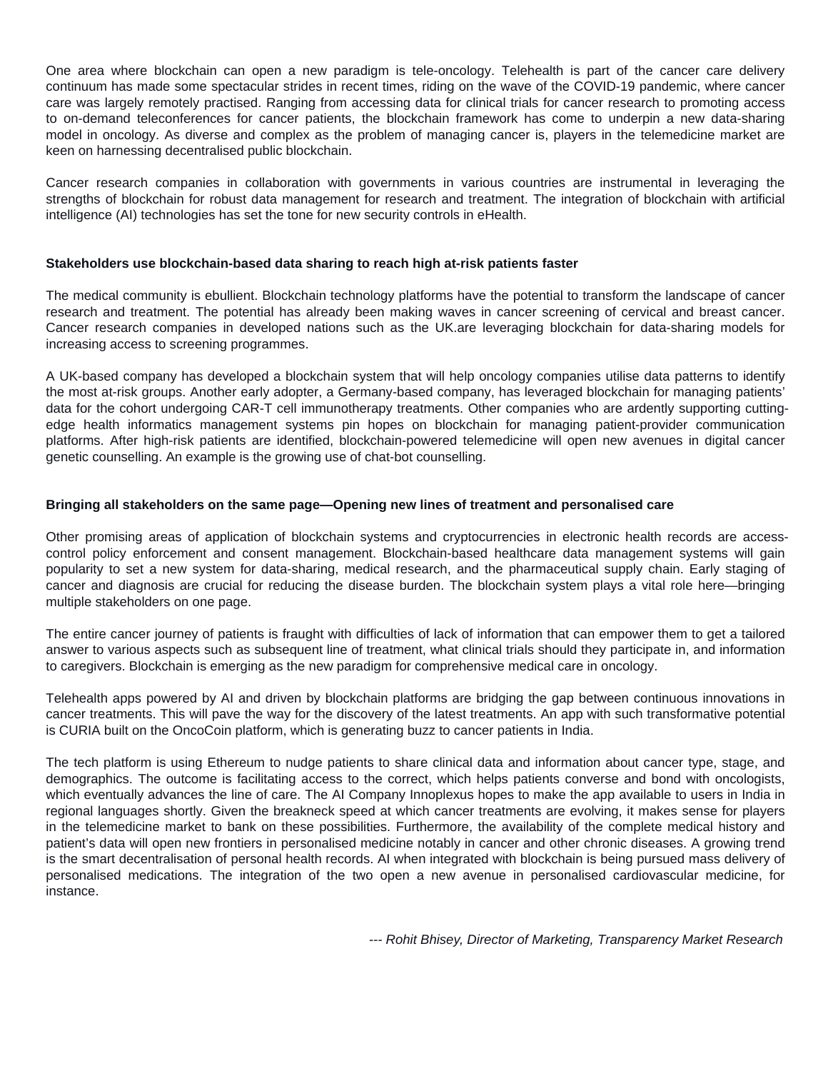One area where blockchain can open a new paradigm is tele-oncology. Telehealth is part of the cancer care delivery continuum has made some spectacular strides in recent times, riding on the wave of the COVID-19 pandemic, where cancer care was largely remotely practised. Ranging from accessing data for clinical trials for cancer research to promoting access to on-demand teleconferences for cancer patients, the blockchain framework has come to underpin a new data-sharing model in oncology. As diverse and complex as the problem of managing cancer is, players in the telemedicine market are keen on harnessing decentralised public blockchain.

Cancer research companies in collaboration with governments in various countries are instrumental in leveraging the strengths of blockchain for robust data management for research and treatment. The integration of blockchain with artificial intelligence (AI) technologies has set the tone for new security controls in eHealth.

**Stakeholders use blockchain-based data sharing to reach high at-risk patients faster**

The medical community is ebullient. Blockchain technology platforms have the potential to transform the landscape of cancer research and treatment. The potential has already been making waves in cancer screening of cervical and breast cancer. Cancer research companies in developed nations such as the UK.are leveraging blockchain for data-sharing models for increasing access to screening programmes.

A UK-based company has developed a blockchain system that will help oncology companies utilise data patterns to identify the most at-risk groups. Another early adopter, a Germany-based company, has leveraged blockchain for managing patients' data for the cohort undergoing CAR-T cell immunotherapy treatments. Other companies who are ardently supporting cutting-edge health informatics management systems pin hopes on blockchain for managing patient-provider communication platforms. After high-risk patients are identified, blockchain-powered telemedicine will open new avenues in digital cancer genetic counselling. An example is the growing use of chat-bot counselling.

**Bringing all stakeholders on the same page—Opening new lines of treatment and personalised care**

Other promising areas of application of blockchain systems and cryptocurrencies in electronic health records are access-control policy enforcement and consent management. Blockchain-based healthcare data management systems will gain popularity to set a new system for data-sharing, medical research, and the pharmaceutical supply chain. Early staging of cancer and diagnosis are crucial for reducing the disease burden. The blockchain system plays a vital role here—bringing multiple stakeholders on one page.

The entire cancer journey of patients is fraught with difficulties of lack of information that can empower them to get a tailored answer to various aspects such as subsequent line of treatment, what clinical trials should they participate in, and information to caregivers. Blockchain is emerging as the new paradigm for comprehensive medical care in oncology.

Telehealth apps powered by AI and driven by blockchain platforms are bridging the gap between continuous innovations in cancer treatments. This will pave the way for the discovery of the latest treatments. An app with such transformative potential is CURIA built on the OncoCoin platform, which is generating buzz to cancer patients in India.

The tech platform is using Ethereum to nudge patients to share clinical data and information about cancer type, stage, and demographics. The outcome is facilitating access to the correct, which helps patients converse and bond with oncologists, which eventually advances the line of care. The AI Company Innoplexus hopes to make the app available to users in India in regional languages shortly. Given the breakneck speed at which cancer treatments are evolving, it makes sense for players in the telemedicine market to bank on these possibilities. Furthermore, the availability of the complete medical history and patient's data will open new frontiers in personalised medicine notably in cancer and other chronic diseases. A growing trend is the smart decentralisation of personal health records. AI when integrated with blockchain is being pursued mass delivery of personalised medications. The integration of the two open a new avenue in personalised cardiovascular medicine, for instance.

*--- Rohit Bhisey, Director of Marketing, Transparency Market Research*